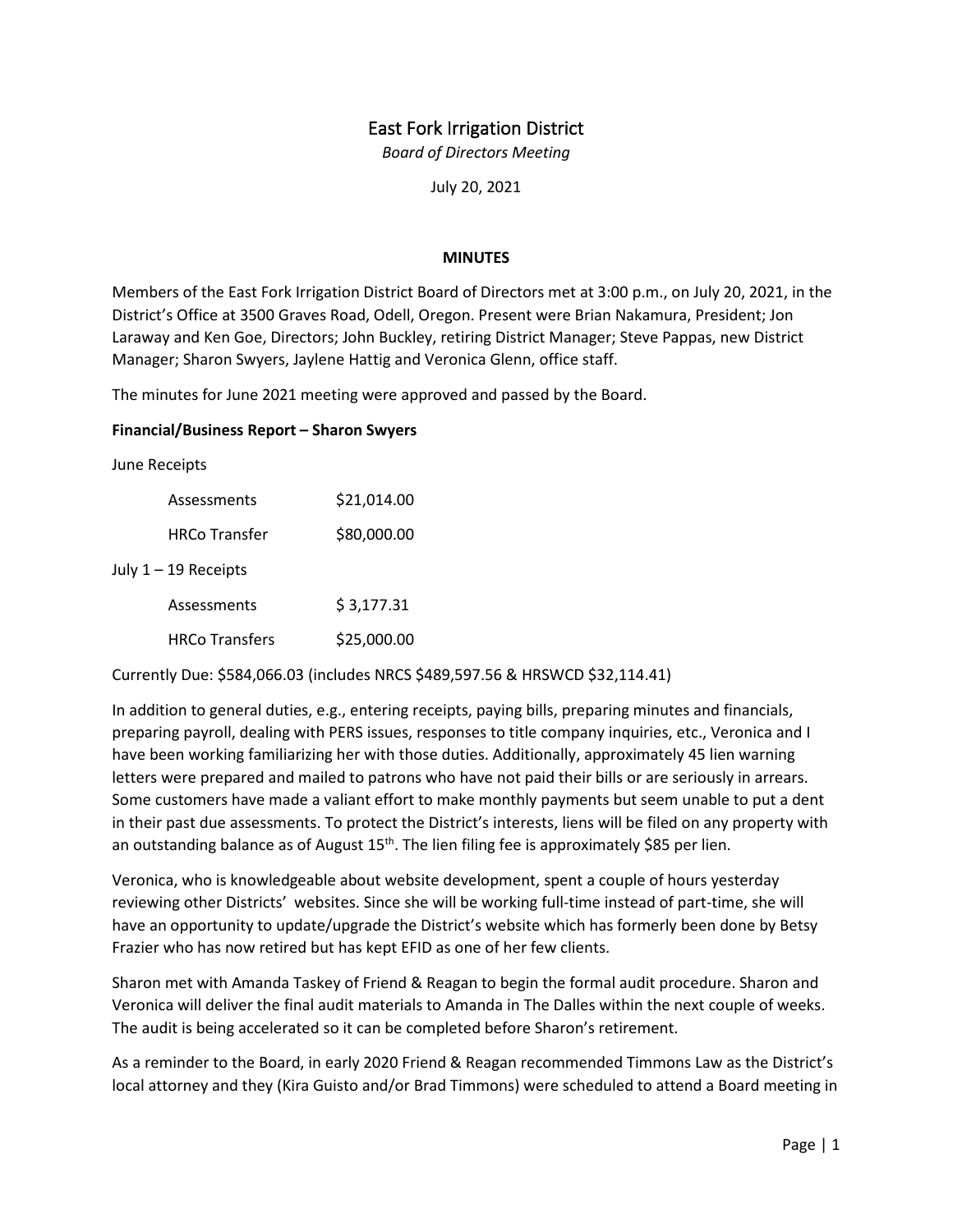# East Fork Irrigation District

*Board of Directors Meeting*

July 20, 2021

**MINUTES**

Members of the East Fork Irrigation District Board of Directors met at 3:00 p.m., on July 20, 2021, in the District's Office at 3500 Graves Road, Odell, Oregon. Present were Brian Nakamura, President; Jon Laraway and Ken Goe, Directors; John Buckley, retiring District Manager; Steve Pappas, new District Manager; Sharon Swyers, Jaylene Hattig and Veronica Glenn, office staff.

The minutes for June 2021 meeting were approved and passed by the Board.

**Financial/Business Report – Sharon Swyers**

June Receipts

| | |
|---|---|
| Assessments | $21,014.00 |
| HRCo Transfer | $80,000.00 |

July 1 – 19 Receipts

| | |
|---|---|
| Assessments | $ 3,177.31 |
| HRCo Transfers | $25,000.00 |

Currently Due: $584,066.03 (includes NRCS $489,597.56 & HRSWCD $32,114.41)

In addition to general duties, e.g., entering receipts, paying bills, preparing minutes and financials, preparing payroll, dealing with PERS issues, responses to title company inquiries, etc., Veronica and I have been working familiarizing her with those duties. Additionally, approximately 45 lien warning letters were prepared and mailed to patrons who have not paid their bills or are seriously in arrears. Some customers have made a valiant effort to make monthly payments but seem unable to put a dent in their past due assessments. To protect the District's interests, liens will be filed on any property with an outstanding balance as of August 15th. The lien filing fee is approximately $85 per lien.

Veronica, who is knowledgeable about website development, spent a couple of hours yesterday reviewing other Districts' websites. Since she will be working full-time instead of part-time, she will have an opportunity to update/upgrade the District's website which has formerly been done by Betsy Frazier who has now retired but has kept EFID as one of her few clients.

Sharon met with Amanda Taskey of Friend & Reagan to begin the formal audit procedure. Sharon and Veronica will deliver the final audit materials to Amanda in The Dalles within the next couple of weeks. The audit is being accelerated so it can be completed before Sharon's retirement.

As a reminder to the Board, in early 2020 Friend & Reagan recommended Timmons Law as the District's local attorney and they (Kira Guisto and/or Brad Timmons) were scheduled to attend a Board meeting in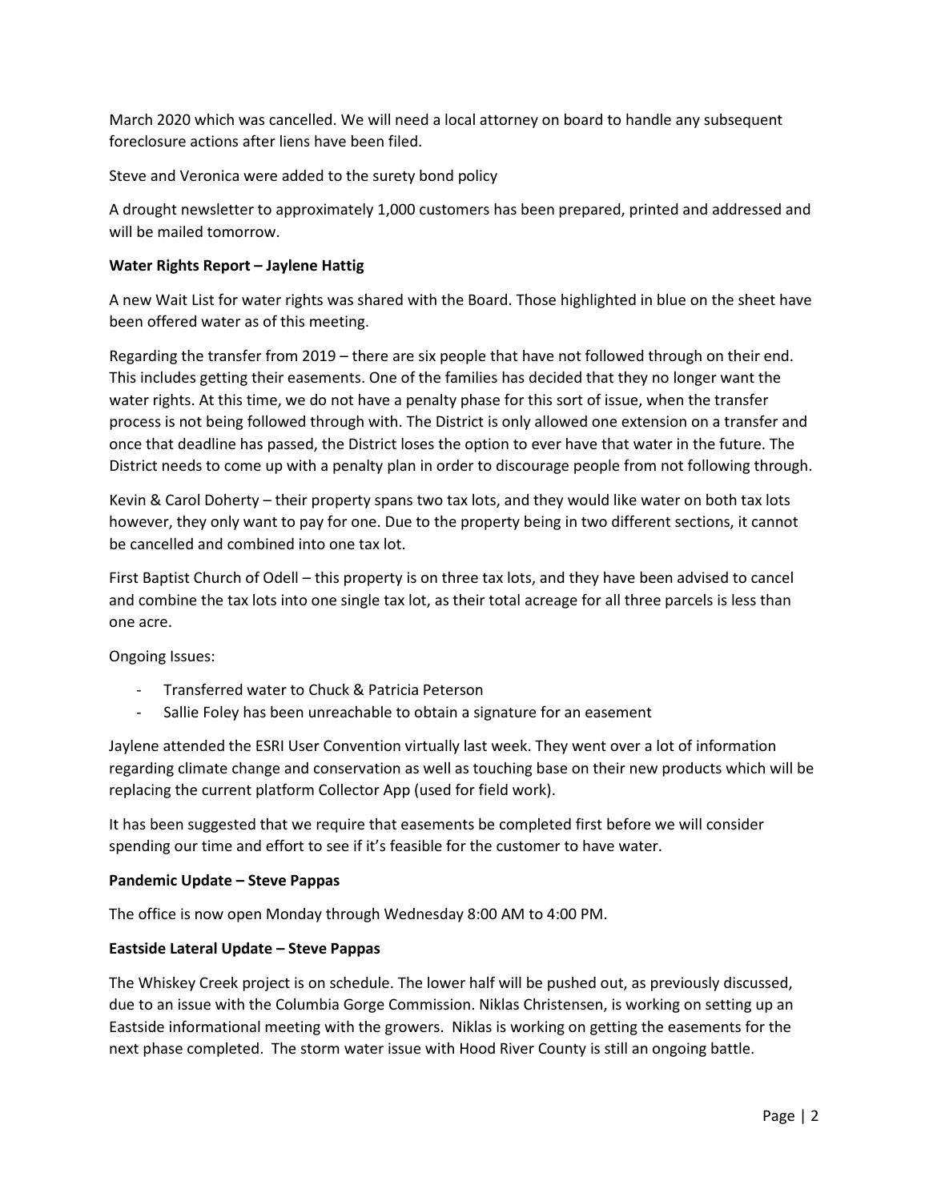March 2020 which was cancelled. We will need a local attorney on board to handle any subsequent foreclosure actions after liens have been filed.

Steve and Veronica were added to the surety bond policy

A drought newsletter to approximately 1,000 customers has been prepared, printed and addressed and will be mailed tomorrow.

**Water Rights Report – Jaylene Hattig**

A new Wait List for water rights was shared with the Board. Those highlighted in blue on the sheet have been offered water as of this meeting.

Regarding the transfer from 2019 – there are six people that have not followed through on their end. This includes getting their easements. One of the families has decided that they no longer want the water rights. At this time, we do not have a penalty phase for this sort of issue, when the transfer process is not being followed through with. The District is only allowed one extension on a transfer and once that deadline has passed, the District loses the option to ever have that water in the future. The District needs to come up with a penalty plan in order to discourage people from not following through.

Kevin & Carol Doherty – their property spans two tax lots, and they would like water on both tax lots however, they only want to pay for one. Due to the property being in two different sections, it cannot be cancelled and combined into one tax lot.

First Baptist Church of Odell – this property is on three tax lots, and they have been advised to cancel and combine the tax lots into one single tax lot, as their total acreage for all three parcels is less than one acre.

Ongoing Issues:

- Transferred water to Chuck & Patricia Peterson
- Sallie Foley has been unreachable to obtain a signature for an easement

Jaylene attended the ESRI User Convention virtually last week. They went over a lot of information regarding climate change and conservation as well as touching base on their new products which will be replacing the current platform Collector App (used for field work).

It has been suggested that we require that easements be completed first before we will consider spending our time and effort to see if it's feasible for the customer to have water.

**Pandemic Update – Steve Pappas**

The office is now open Monday through Wednesday 8:00 AM to 4:00 PM.

**Eastside Lateral Update – Steve Pappas**

The Whiskey Creek project is on schedule. The lower half will be pushed out, as previously discussed, due to an issue with the Columbia Gorge Commission. Niklas Christensen, is working on setting up an Eastside informational meeting with the growers. Niklas is working on getting the easements for the next phase completed. The storm water issue with Hood River County is still an ongoing battle.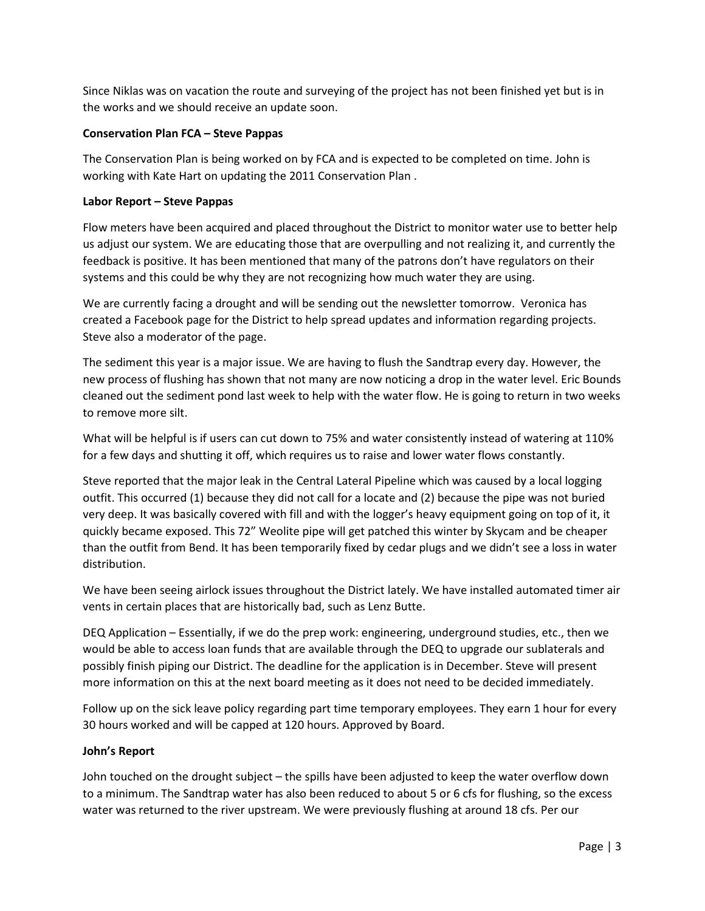Since Niklas was on vacation the route and surveying of the project has not been finished yet but is in the works and we should receive an update soon.

**Conservation Plan FCA – Steve Pappas**

The Conservation Plan is being worked on by FCA and is expected to be completed on time. John is working with Kate Hart on updating the 2011 Conservation Plan .

**Labor Report – Steve Pappas**

Flow meters have been acquired and placed throughout the District to monitor water use to better help us adjust our system. We are educating those that are overpulling and not realizing it, and currently the feedback is positive. It has been mentioned that many of the patrons don't have regulators on their systems and this could be why they are not recognizing how much water they are using.

We are currently facing a drought and will be sending out the newsletter tomorrow. Veronica has created a Facebook page for the District to help spread updates and information regarding projects. Steve also a moderator of the page.

The sediment this year is a major issue. We are having to flush the Sandtrap every day. However, the new process of flushing has shown that not many are now noticing a drop in the water level. Eric Bounds cleaned out the sediment pond last week to help with the water flow. He is going to return in two weeks to remove more silt.

What will be helpful is if users can cut down to 75% and water consistently instead of watering at 110% for a few days and shutting it off, which requires us to raise and lower water flows constantly.

Steve reported that the major leak in the Central Lateral Pipeline which was caused by a local logging outfit. This occurred (1) because they did not call for a locate and (2) because the pipe was not buried very deep. It was basically covered with fill and with the logger's heavy equipment going on top of it, it quickly became exposed. This 72" Weolite pipe will get patched this winter by Skycam and be cheaper than the outfit from Bend. It has been temporarily fixed by cedar plugs and we didn't see a loss in water distribution.

We have been seeing airlock issues throughout the District lately. We have installed automated timer air vents in certain places that are historically bad, such as Lenz Butte.

DEQ Application – Essentially, if we do the prep work: engineering, underground studies, etc., then we would be able to access loan funds that are available through the DEQ to upgrade our sublaterals and possibly finish piping our District. The deadline for the application is in December. Steve will present more information on this at the next board meeting as it does not need to be decided immediately.

Follow up on the sick leave policy regarding part time temporary employees. They earn 1 hour for every 30 hours worked and will be capped at 120 hours. Approved by Board.

**John's Report**

John touched on the drought subject – the spills have been adjusted to keep the water overflow down to a minimum. The Sandtrap water has also been reduced to about 5 or 6 cfs for flushing, so the excess water was returned to the river upstream. We were previously flushing at around 18 cfs. Per our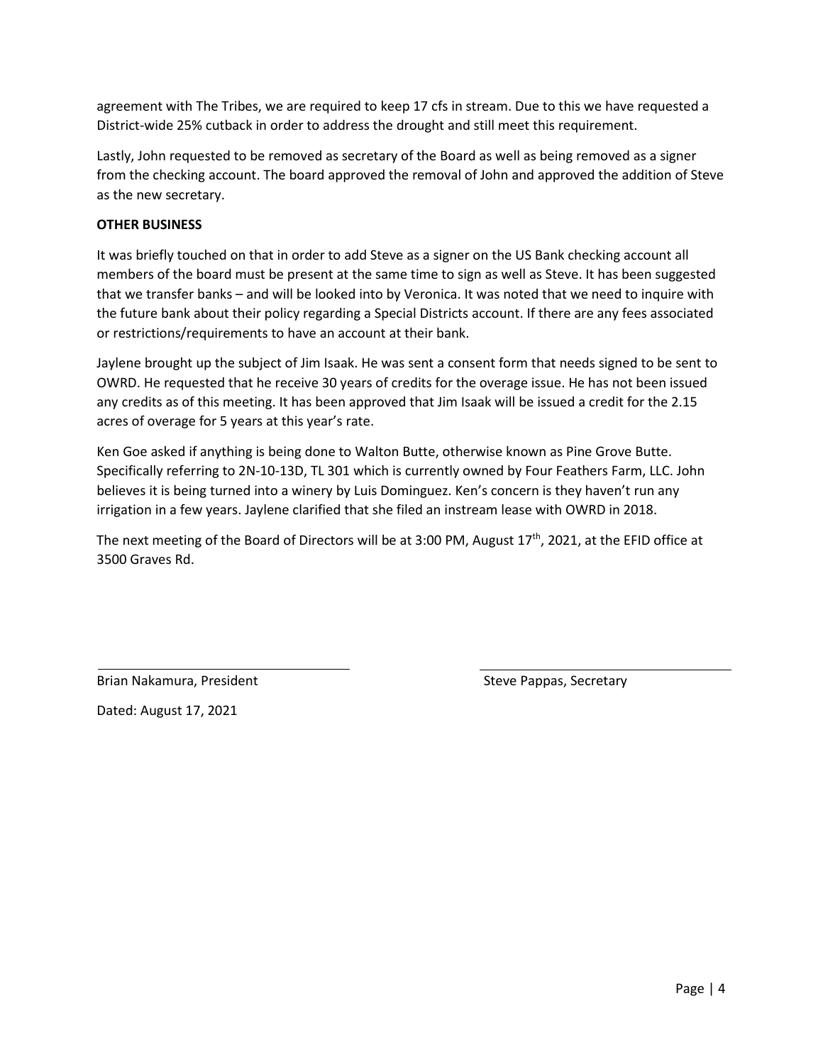agreement with The Tribes, we are required to keep 17 cfs in stream. Due to this we have requested a District-wide 25% cutback in order to address the drought and still meet this requirement.

Lastly, John requested to be removed as secretary of the Board as well as being removed as a signer from the checking account. The board approved the removal of John and approved the addition of Steve as the new secretary.

**OTHER BUSINESS**

It was briefly touched on that in order to add Steve as a signer on the US Bank checking account all members of the board must be present at the same time to sign as well as Steve. It has been suggested that we transfer banks – and will be looked into by Veronica. It was noted that we need to inquire with the future bank about their policy regarding a Special Districts account. If there are any fees associated or restrictions/requirements to have an account at their bank.

Jaylene brought up the subject of Jim Isaak. He was sent a consent form that needs signed to be sent to OWRD. He requested that he receive 30 years of credits for the overage issue. He has not been issued any credits as of this meeting. It has been approved that Jim Isaak will be issued a credit for the 2.15 acres of overage for 5 years at this year's rate.

Ken Goe asked if anything is being done to Walton Butte, otherwise known as Pine Grove Butte. Specifically referring to 2N-10-13D, TL 301 which is currently owned by Four Feathers Farm, LLC. John believes it is being turned into a winery by Luis Dominguez. Ken's concern is they haven't run any irrigation in a few years. Jaylene clarified that she filed an instream lease with OWRD in 2018.

The next meeting of the Board of Directors will be at 3:00 PM, August 17th, 2021, at the EFID office at 3500 Graves Rd.

Brian Nakamura, President

Steve Pappas, Secretary

Dated: August 17, 2021